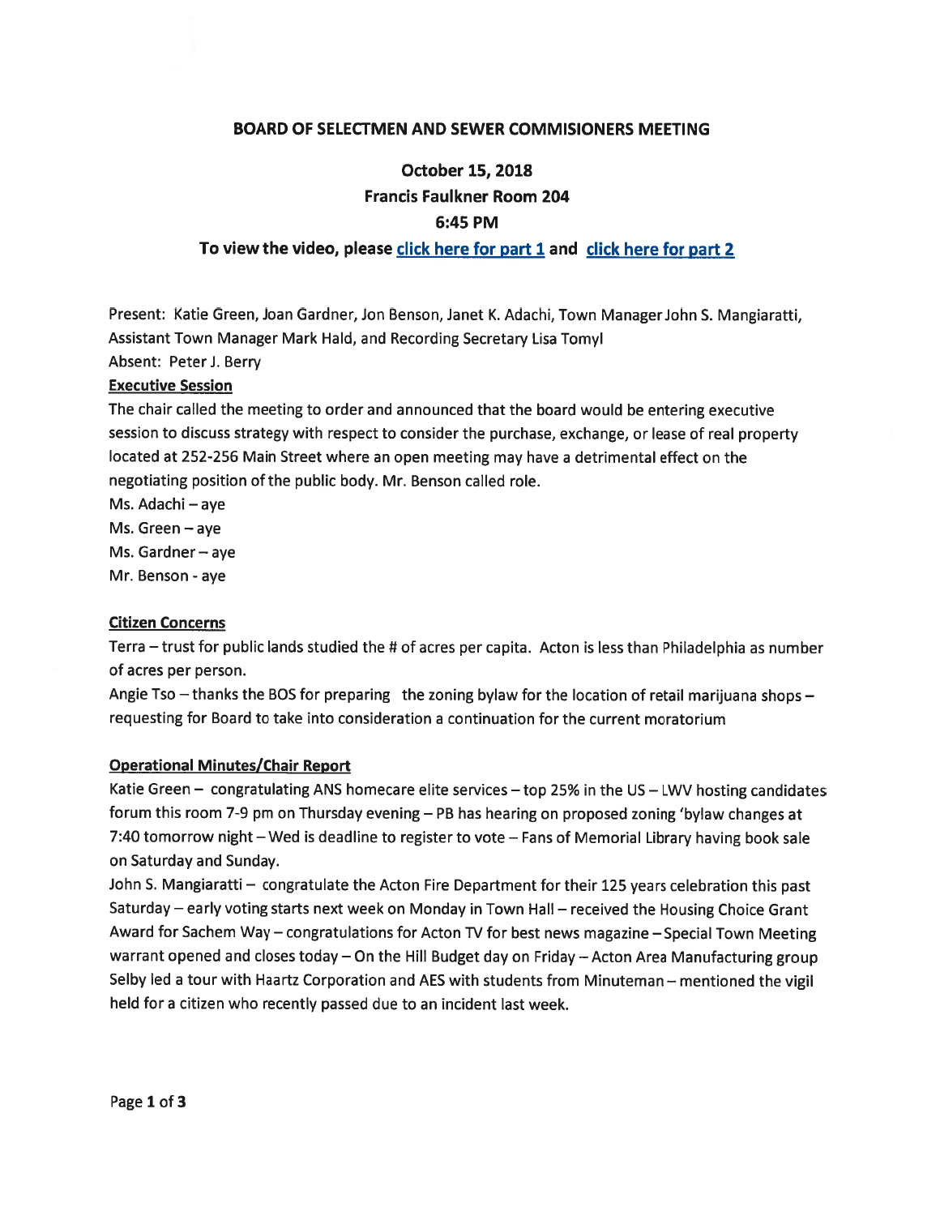# BOARD OF SELECTMEN AND SEWER COMMISIONERS MEETING

## October 15, 2018
## Francis Faulkner Room 204
## 6:45 PM

### To view the video, please click here for part 1 and click here for part 2

Present: Katie Green, Joan Gardner, Jon Benson, Janet K. Adachi, Town Manager John S. Mangiaratti, Assistant Town Manager Mark Hald, and Recording Secretary Lisa Tomyl

Absent: Peter J. Berry

**Executive Session**

The chair called the meeting to order and announced that the board would be entering executive session to discuss strategy with respect to consider the purchase, exchange, or lease of real property located at 252-256 Main Street where an open meeting may have a detrimental effect on the negotiating position of the public body. Mr. Benson called role.

Ms. Adachi – aye
Ms. Green – aye
Ms. Gardner – aye
Mr. Benson - aye

**Citizen Concerns**

Terra – trust for public lands studied the # of acres per capita. Acton is less than Philadelphia as number of acres per person.

Angie Tso – thanks the BOS for preparing the zoning bylaw for the location of retail marijuana shops – requesting for Board to take into consideration a continuation for the current moratorium

**Operational Minutes/Chair Report**

Katie Green – congratulating ANS homecare elite services – top 25% in the US – LWV hosting candidates forum this room 7-9 pm on Thursday evening – PB has hearing on proposed zoning 'bylaw changes at 7:40 tomorrow night – Wed is deadline to register to vote – Fans of Memorial Library having book sale on Saturday and Sunday.

John S. Mangiaratti – congratulate the Acton Fire Department for their 125 years celebration this past Saturday – early voting starts next week on Monday in Town Hall – received the Housing Choice Grant Award for Sachem Way – congratulations for Acton TV for best news magazine – Special Town Meeting warrant opened and closes today – On the Hill Budget day on Friday – Acton Area Manufacturing group Selby led a tour with Haartz Corporation and AES with students from Minuteman – mentioned the vigil held for a citizen who recently passed due to an incident last week.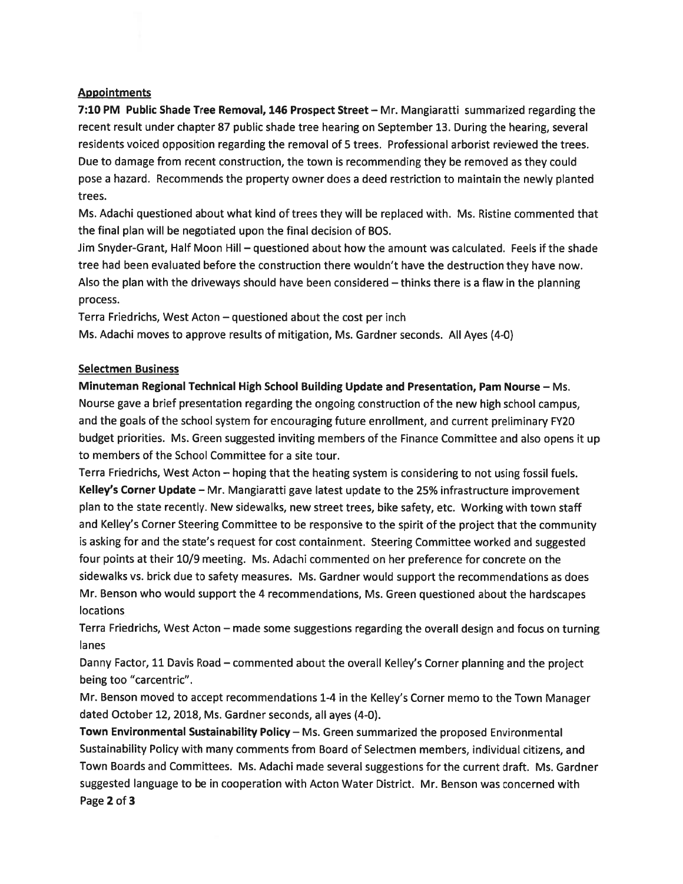## Appointments

**7:10 PM Public Shade Tree Removal, 146 Prospect Street** – Mr. Mangiaratti summarized regarding the recent result under chapter 87 public shade tree hearing on September 13. During the hearing, several residents voiced opposition regarding the removal of 5 trees. Professional arborist reviewed the trees. Due to damage from recent construction, the town is recommending they be removed as they could pose a hazard. Recommends the property owner does a deed restriction to maintain the newly planted trees.

Ms. Adachi questioned about what kind of trees they will be replaced with. Ms. Ristine commented that the final plan will be negotiated upon the final decision of BOS.

Jim Snyder-Grant, Half Moon Hill – questioned about how the amount was calculated. Feels if the shade tree had been evaluated before the construction there wouldn't have the destruction they have now. Also the plan with the driveways should have been considered – thinks there is a flaw in the planning process.

Terra Friedrichs, West Acton – questioned about the cost per inch

Ms. Adachi moves to approve results of mitigation, Ms. Gardner seconds. All Ayes (4-0)

## Selectmen Business

**Minuteman Regional Technical High School Building Update and Presentation, Pam Nourse** – Ms. Nourse gave a brief presentation regarding the ongoing construction of the new high school campus, and the goals of the school system for encouraging future enrollment, and current preliminary FY20 budget priorities. Ms. Green suggested inviting members of the Finance Committee and also opens it up to members of the School Committee for a site tour.

Terra Friedrichs, West Acton – hoping that the heating system is considering to not using fossil fuels.

**Kelley's Corner Update** – Mr. Mangiaratti gave latest update to the 25% infrastructure improvement plan to the state recently. New sidewalks, new street trees, bike safety, etc. Working with town staff and Kelley's Corner Steering Committee to be responsive to the spirit of the project that the community is asking for and the state's request for cost containment. Steering Committee worked and suggested four points at their 10/9 meeting. Ms. Adachi commented on her preference for concrete on the sidewalks vs. brick due to safety measures. Ms. Gardner would support the recommendations as does Mr. Benson who would support the 4 recommendations, Ms. Green questioned about the hardscapes locations

Terra Friedrichs, West Acton – made some suggestions regarding the overall design and focus on turning lanes

Danny Factor, 11 Davis Road – commented about the overall Kelley's Corner planning and the project being too "carcentric".

Mr. Benson moved to accept recommendations 1-4 in the Kelley's Corner memo to the Town Manager dated October 12, 2018, Ms. Gardner seconds, all ayes (4-0).

**Town Environmental Sustainability Policy** – Ms. Green summarized the proposed Environmental Sustainability Policy with many comments from Board of Selectmen members, individual citizens, and Town Boards and Committees. Ms. Adachi made several suggestions for the current draft. Ms. Gardner suggested language to be in cooperation with Acton Water District. Mr. Benson was concerned with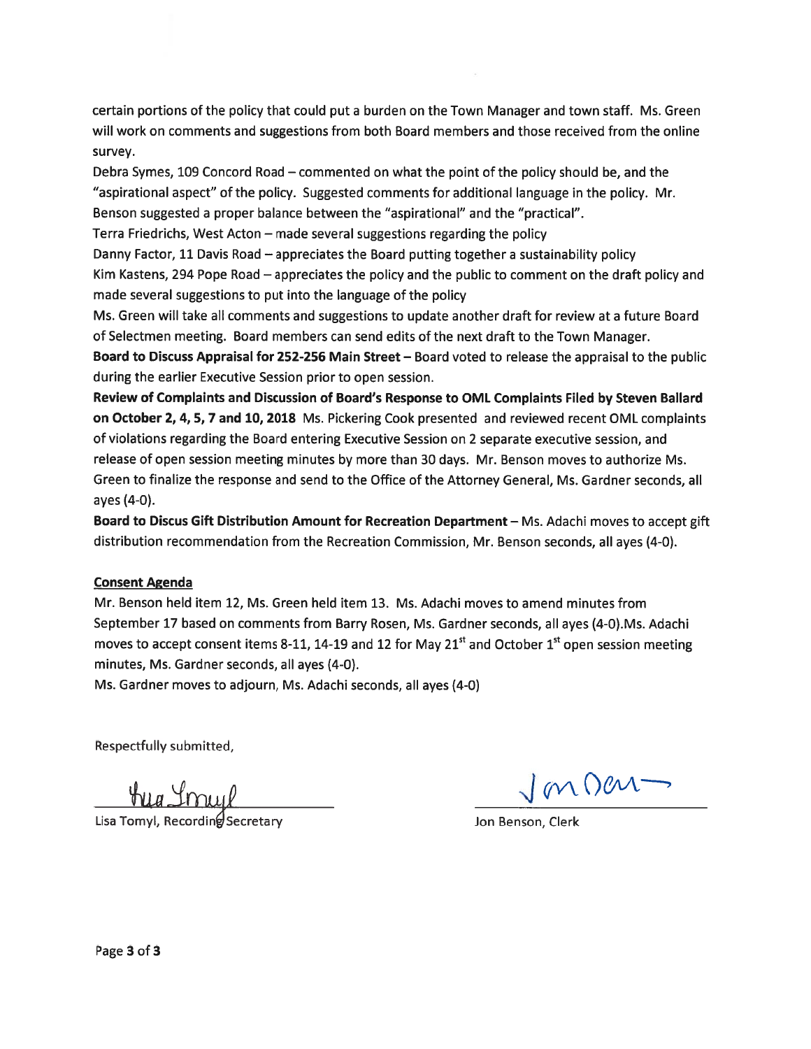certain portions of the policy that could put a burden on the Town Manager and town staff. Ms. Green will work on comments and suggestions from both Board members and those received from the online survey.

Debra Symes, 109 Concord Road – commented on what the point of the policy should be, and the "aspirational aspect" of the policy. Suggested comments for additional language in the policy. Mr. Benson suggested a proper balance between the "aspirational" and the "practical".

Terra Friedrichs, West Acton – made several suggestions regarding the policy

Danny Factor, 11 Davis Road – appreciates the Board putting together a sustainability policy

Kim Kastens, 294 Pope Road – appreciates the policy and the public to comment on the draft policy and made several suggestions to put into the language of the policy

Ms. Green will take all comments and suggestions to update another draft for review at a future Board of Selectmen meeting. Board members can send edits of the next draft to the Town Manager.

**Board to Discuss Appraisal for 252-256 Main Street** – Board voted to release the appraisal to the public during the earlier Executive Session prior to open session.

**Review of Complaints and Discussion of Board's Response to OML Complaints Filed by Steven Ballard on October 2, 4, 5, 7 and 10, 2018** Ms. Pickering Cook presented and reviewed recent OML complaints of violations regarding the Board entering Executive Session on 2 separate executive session, and release of open session meeting minutes by more than 30 days. Mr. Benson moves to authorize Ms. Green to finalize the response and send to the Office of the Attorney General, Ms. Gardner seconds, all ayes (4-0).

**Board to Discus Gift Distribution Amount for Recreation Department** – Ms. Adachi moves to accept gift distribution recommendation from the Recreation Commission, Mr. Benson seconds, all ayes (4-0).

**Consent Agenda**

Mr. Benson held item 12, Ms. Green held item 13. Ms. Adachi moves to amend minutes from September 17 based on comments from Barry Rosen, Ms. Gardner seconds, all ayes (4-0).Ms. Adachi moves to accept consent items 8-11, 14-19 and 12 for May 21st and October 1st open session meeting minutes, Ms. Gardner seconds, all ayes (4-0).

Ms. Gardner moves to adjourn, Ms. Adachi seconds, all ayes (4-0)

Respectfully submitted,

Lisa Tomyl, Recording Secretary

Jon Benson, Clerk